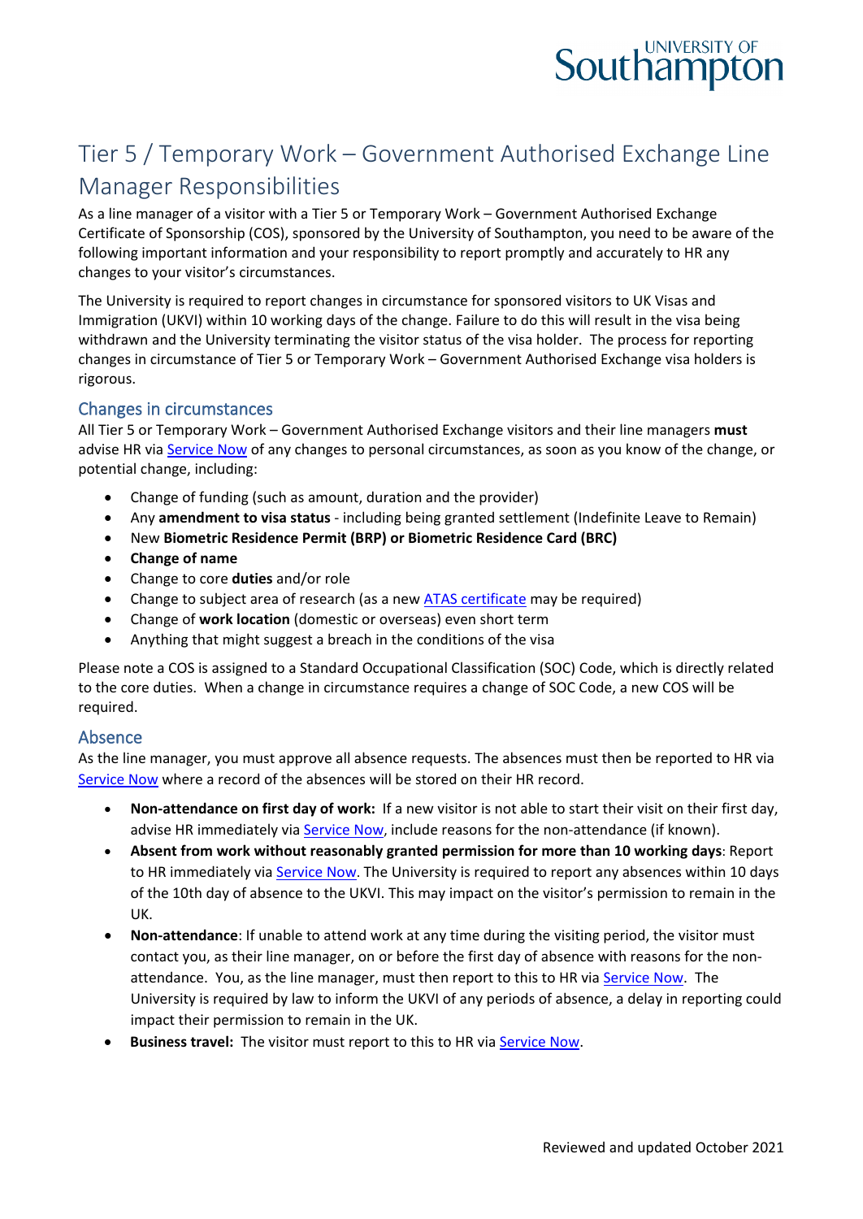# Tier 5 / Temporary Work – Government Authorised Exchange Line Manager Responsibilities

As a line manager of a visitor with a Tier 5 or Temporary Work – Government Authorised Exchange Certificate of Sponsorship (COS), sponsored by the University of Southampton, you need to be aware of the following important information and your responsibility to report promptly and accurately to HR any changes to your visitor's circumstances.

The University is required to report changes in circumstance for sponsored visitors to UK Visas and Immigration (UKVI) within 10 working days of the change. Failure to do this will result in the visa being withdrawn and the University terminating the visitor status of the visa holder. The process for reporting changes in circumstance of Tier 5 or Temporary Work – Government Authorised Exchange visa holders is rigorous.

## Changes in circumstances

All Tier 5 or Temporary Work – Government Authorised Exchange visitors and their line managers **must** advise HR via Service Now of any changes to personal circumstances, as soon as you know of the change, or potential change, including:

- Change of funding (such as amount, duration and the provider)
- Any **amendment to visa status** - including being granted settlement (Indefinite Leave to Remain)
- New **Biometric Residence Permit (BRP) or Biometric Residence Card (BRC)**
- **Change of name**
- Change to core **duties** and/or role
- Change to subject area of research (as a new ATAS certificate may be required)
- Change of **work location** (domestic or overseas) even short term
- Anything that might suggest a breach in the conditions of the visa

Please note a COS is assigned to a Standard Occupational Classification (SOC) Code, which is directly related to the core duties. When a change in circumstance requires a change of SOC Code, a new COS will be required.

## Absence

As the line manager, you must approve all absence requests. The absences must then be reported to HR via Service Now where a record of the absences will be stored on their HR record.

- **Non-attendance on first day of work:** If a new visitor is not able to start their visit on their first day, advise HR immediately via Service Now, include reasons for the non-attendance (if known).
- **Absent from work without reasonably granted permission for more than 10 working days**: Report to HR immediately via Service Now. The University is required to report any absences within 10 days of the 10th day of absence to the UKVI. This may impact on the visitor's permission to remain in the UK.
- **Non-attendance**: If unable to attend work at any time during the visiting period, the visitor must contact you, as their line manager, on or before the first day of absence with reasons for the non-attendance. You, as the line manager, must then report to this to HR via Service Now. The University is required by law to inform the UKVI of any periods of absence, a delay in reporting could impact their permission to remain in the UK.
- **Business travel:** The visitor must report to this to HR via Service Now.

Reviewed and updated October 2021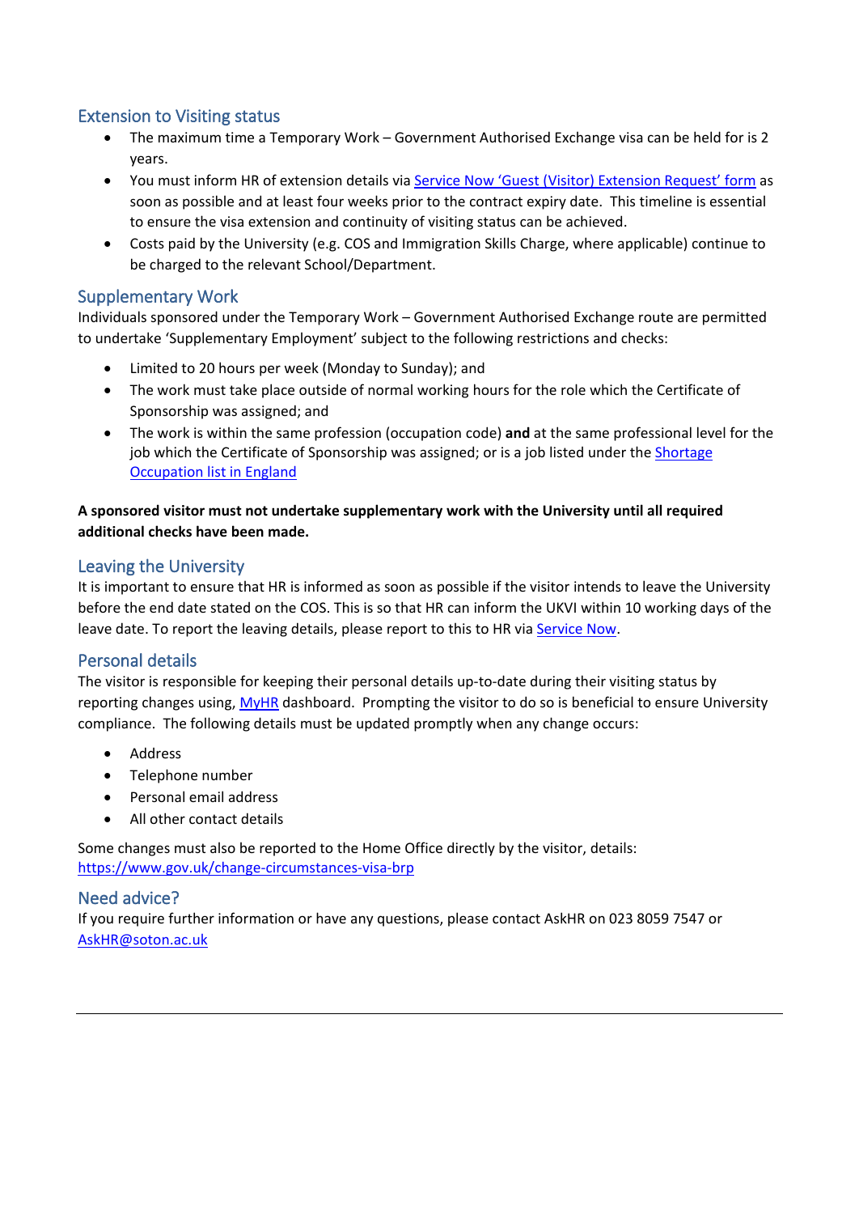## Extension to Visiting status

- The maximum time a Temporary Work – Government Authorised Exchange visa can be held for is 2 years.
- You must inform HR of extension details via Service Now 'Guest (Visitor) Extension Request' form as soon as possible and at least four weeks prior to the contract expiry date. This timeline is essential to ensure the visa extension and continuity of visiting status can be achieved.
- Costs paid by the University (e.g. COS and Immigration Skills Charge, where applicable) continue to be charged to the relevant School/Department.

## Supplementary Work

Individuals sponsored under the Temporary Work – Government Authorised Exchange route are permitted to undertake 'Supplementary Employment' subject to the following restrictions and checks:

- Limited to 20 hours per week (Monday to Sunday); and
- The work must take place outside of normal working hours for the role which the Certificate of Sponsorship was assigned; and
- The work is within the same profession (occupation code) **and** at the same professional level for the job which the Certificate of Sponsorship was assigned; or is a job listed under the Shortage Occupation list in England

**A sponsored visitor must not undertake supplementary work with the University until all required additional checks have been made.**

## Leaving the University

It is important to ensure that HR is informed as soon as possible if the visitor intends to leave the University before the end date stated on the COS. This is so that HR can inform the UKVI within 10 working days of the leave date. To report the leaving details, please report to this to HR via Service Now.

## Personal details

The visitor is responsible for keeping their personal details up-to-date during their visiting status by reporting changes using, MyHR dashboard. Prompting the visitor to do so is beneficial to ensure University compliance. The following details must be updated promptly when any change occurs:

- Address
- Telephone number
- Personal email address
- All other contact details

Some changes must also be reported to the Home Office directly by the visitor, details: https://www.gov.uk/change-circumstances-visa-brp

## Need advice?

If you require further information or have any questions, please contact AskHR on 023 8059 7547 or AskHR@soton.ac.uk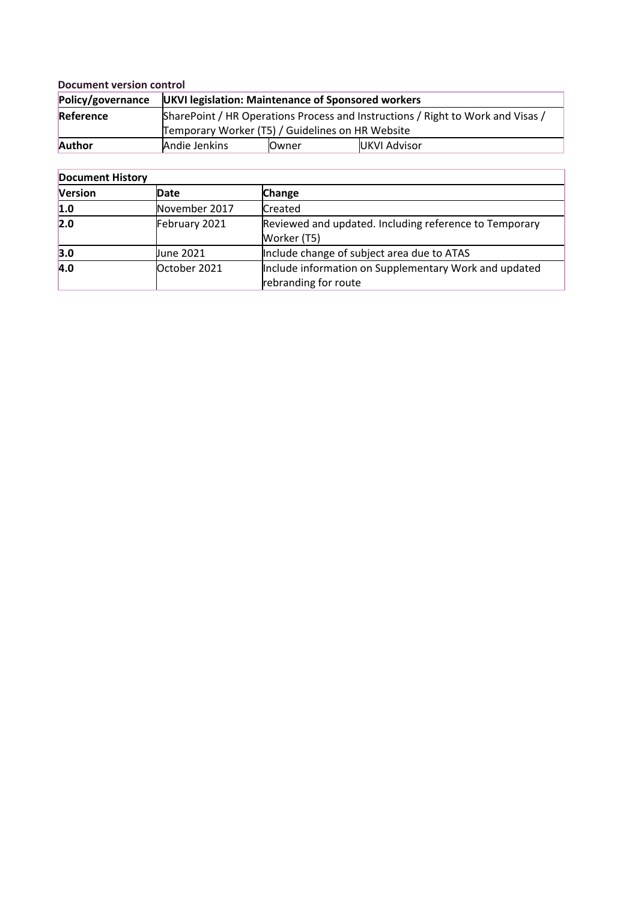**Document version control**

| | | | |
|---|---|---|---|
| **Policy/governance** | **UKVI legislation: Maintenance of Sponsored workers** | | |
| **Reference** | SharePoint / HR Operations Process and Instructions / Right to Work and Visas / Temporary Worker (T5) / Guidelines on HR Website | | |
| **Author** | Andie Jenkins | Owner | UKVI Advisor |

| **Document History** | | |
|---|---|---|
| **Version** | **Date** | **Change** |
| **1.0** | November 2017 | Created |
| **2.0** | February 2021 | Reviewed and updated. Including reference to Temporary Worker (T5) |
| **3.0** | June 2021 | Include change of subject area due to ATAS |
| **4.0** | October 2021 | Include information on Supplementary Work and updated rebranding for route |